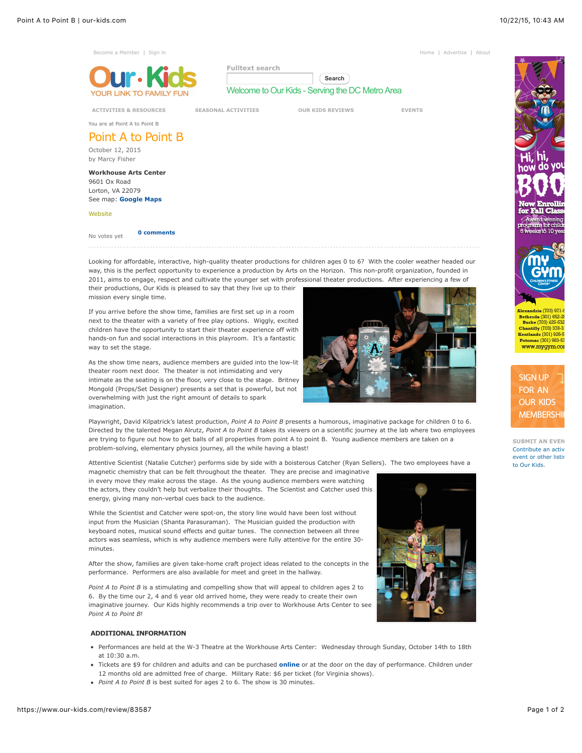# Point A to Point B

October 12, 2015
by Marcy Fisher

**Workhouse Arts Center**
9601 Ox Road
Lorton, VA 22079
See map: **Google Maps**

Website

No votes yet **0 comments**

---

Looking for affordable, interactive, high-quality theater productions for children ages 0 to 6? With the cooler weather headed our way, this is the perfect opportunity to experience a production by Arts on the Horizon. This non-profit organization, founded in 2011, aims to engage, respect and cultivate the younger set with professional theater productions. After experiencing a few of their productions, Our Kids is pleased to say that they live up to their mission every single time.

If you arrive before the show time, families are first set up in a room next to the theater with a variety of free play options. Wiggly, excited children have the opportunity to start their theater experience off with hands-on fun and social interactions in this playroom. It's a fantastic way to set the stage.

As the show time nears, audience members are guided into the low-lit theater room next door. The theater is not intimidating and very intimate as the seating is on the floor, very close to the stage. Britney Mongold (Props/Set Designer) presents a set that is powerful, but not overwhelming with just the right amount of details to spark imagination.

Playwright, David Kilpatrick's latest production, *Point A to Point B* presents a humorous, imaginative package for children 0 to 6. Directed by the talented Megan Alrutz, *Point A to Point B* takes its viewers on a scientific journey at the lab where two employees are trying to figure out how to get balls of all properties from point A to point B. Young audience members are taken on a problem-solving, elementary physics journey, all the while having a blast!

Attentive Scientist (Natalie Cutcher) performs side by side with a boisterous Catcher (Ryan Sellers). The two employees have a magnetic chemistry that can be felt throughout the theater. They are precise and imaginative in every move they make across the stage. As the young audience members were watching the actors, they couldn't help but verbalize their thoughts. The Scientist and Catcher used this energy, giving many non-verbal cues back to the audience.

While the Scientist and Catcher were spot-on, the story line would have been lost without input from the Musician (Shanta Parasuraman). The Musician guided the production with keyboard notes, musical sound effects and guitar tunes. The connection between all three actors was seamless, which is why audience members were fully attentive for the entire 30-minutes.

After the show, families are given take-home craft project ideas related to the concepts in the performance. Performers are also available for meet and greet in the hallway.

*Point A to Point B* is a stimulating and compelling show that will appeal to children ages 2 to 6. By the time our 2, 4 and 6 year old arrived home, they were ready to create their own imaginative journey. Our Kids highly recommends a trip over to Workhouse Arts Center to see *Point A to Point B*!

**ADDITIONAL INFORMATION**

- Performances are held at the W-3 Theatre at the Workhouse Arts Center: Wednesday through Sunday, October 14th to 18th at 10:30 a.m.
- Tickets are $9 for children and adults and can be purchased **online** or at the door on the day of performance. Children under 12 months old are admitted free of charge. Military Rate: $6 per ticket (for Virginia shows).
- *Point A to Point B* is best suited for ages 2 to 6. The show is 30 minutes.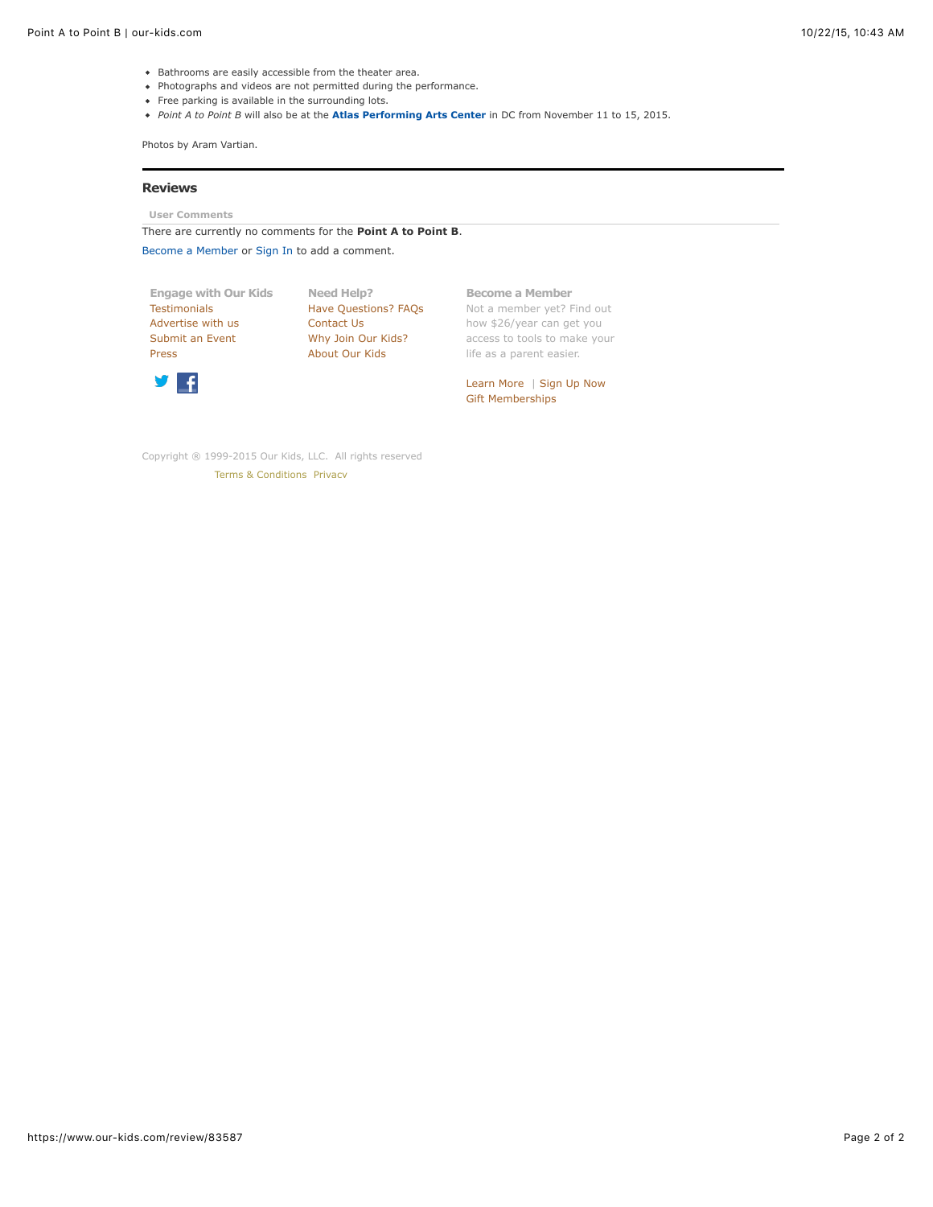- Bathrooms are easily accessible from the theater area.
- Photographs and videos are not permitted during the performance.
- Free parking is available in the surrounding lots.
- *Point A to Point B* will also be at the **Atlas Performing Arts Center** in DC from November 11 to 15, 2015.

Photos by Aram Vartian.

---

## Reviews

**User Comments**

There are currently no comments for the **Point A to Point B**.

Become a Member or Sign In to add a comment.

**Engage with Our Kids**
Testimonials
Advertise with us
Submit an Event
Press

**Need Help?**
Have Questions? FAQs
Contact Us
Why Join Our Kids?
About Our Kids

**Become a Member**
Not a member yet? Find out how $26/year can get you access to tools to make your life as a parent easier.

Learn More | Sign Up Now
Gift Memberships

Copyright ® 1999-2015 Our Kids, LLC. All rights reserved

Terms & Conditions Privacy